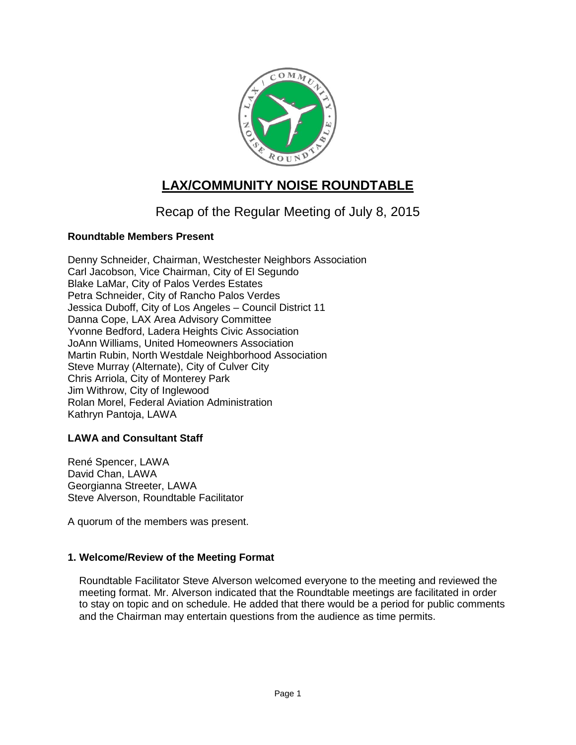# LAX/COMMUNITY NOISE ROUNDTABLE

## Recap of the Regular Meeting of July 8, 2015

### Roundtable Members Present

Denny Schneider, Chairman, Westchester Neighbors Association
Carl Jacobson, Vice Chairman, City of El Segundo
Blake LaMar, City of Palos Verdes Estates
Petra Schneider, City of Rancho Palos Verdes
Jessica Duboff, City of Los Angeles – Council District 11
Danna Cope, LAX Area Advisory Committee
Yvonne Bedford, Ladera Heights Civic Association
JoAnn Williams, United Homeowners Association
Martin Rubin, North Westdale Neighborhood Association
Steve Murray (Alternate), City of Culver City
Chris Arriola, City of Monterey Park
Jim Withrow, City of Inglewood
Rolan Morel, Federal Aviation Administration
Kathryn Pantoja, LAWA

### LAWA and Consultant Staff

René Spencer, LAWA
David Chan, LAWA
Georgianna Streeter, LAWA
Steve Alverson, Roundtable Facilitator

A quorum of the members was present.

### 1. Welcome/Review of the Meeting Format

Roundtable Facilitator Steve Alverson welcomed everyone to the meeting and reviewed the meeting format. Mr. Alverson indicated that the Roundtable meetings are facilitated in order to stay on topic and on schedule. He added that there would be a period for public comments and the Chairman may entertain questions from the audience as time permits.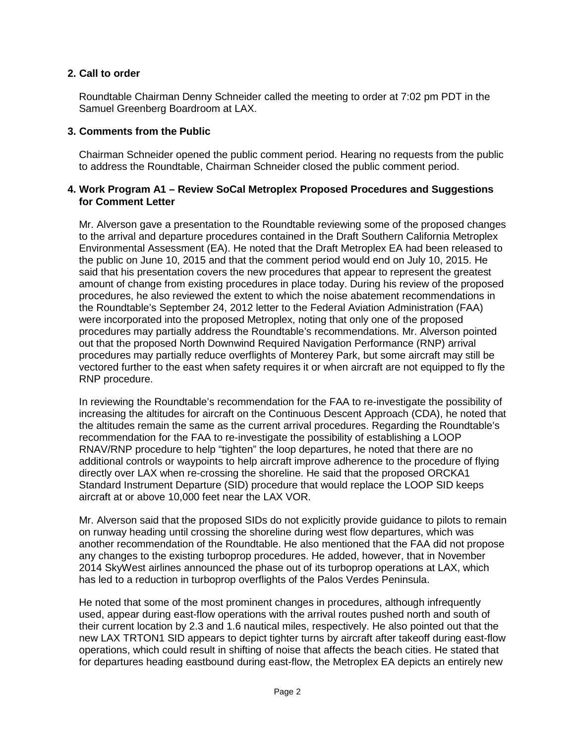**2. Call to order**

Roundtable Chairman Denny Schneider called the meeting to order at 7:02 pm PDT in the Samuel Greenberg Boardroom at LAX.

**3. Comments from the Public**

Chairman Schneider opened the public comment period. Hearing no requests from the public to address the Roundtable, Chairman Schneider closed the public comment period.

**4. Work Program A1 – Review SoCal Metroplex Proposed Procedures and Suggestions for Comment Letter**

Mr. Alverson gave a presentation to the Roundtable reviewing some of the proposed changes to the arrival and departure procedures contained in the Draft Southern California Metroplex Environmental Assessment (EA). He noted that the Draft Metroplex EA had been released to the public on June 10, 2015 and that the comment period would end on July 10, 2015. He said that his presentation covers the new procedures that appear to represent the greatest amount of change from existing procedures in place today. During his review of the proposed procedures, he also reviewed the extent to which the noise abatement recommendations in the Roundtable's September 24, 2012 letter to the Federal Aviation Administration (FAA) were incorporated into the proposed Metroplex, noting that only one of the proposed procedures may partially address the Roundtable's recommendations. Mr. Alverson pointed out that the proposed North Downwind Required Navigation Performance (RNP) arrival procedures may partially reduce overflights of Monterey Park, but some aircraft may still be vectored further to the east when safety requires it or when aircraft are not equipped to fly the RNP procedure.

In reviewing the Roundtable's recommendation for the FAA to re-investigate the possibility of increasing the altitudes for aircraft on the Continuous Descent Approach (CDA), he noted that the altitudes remain the same as the current arrival procedures. Regarding the Roundtable's recommendation for the FAA to re-investigate the possibility of establishing a LOOP RNAV/RNP procedure to help "tighten" the loop departures, he noted that there are no additional controls or waypoints to help aircraft improve adherence to the procedure of flying directly over LAX when re-crossing the shoreline. He said that the proposed ORCKA1 Standard Instrument Departure (SID) procedure that would replace the LOOP SID keeps aircraft at or above 10,000 feet near the LAX VOR.

Mr. Alverson said that the proposed SIDs do not explicitly provide guidance to pilots to remain on runway heading until crossing the shoreline during west flow departures, which was another recommendation of the Roundtable. He also mentioned that the FAA did not propose any changes to the existing turboprop procedures. He added, however, that in November 2014 SkyWest airlines announced the phase out of its turboprop operations at LAX, which has led to a reduction in turboprop overflights of the Palos Verdes Peninsula.

He noted that some of the most prominent changes in procedures, although infrequently used, appear during east-flow operations with the arrival routes pushed north and south of their current location by 2.3 and 1.6 nautical miles, respectively. He also pointed out that the new LAX TRTON1 SID appears to depict tighter turns by aircraft after takeoff during east-flow operations, which could result in shifting of noise that affects the beach cities. He stated that for departures heading eastbound during east-flow, the Metroplex EA depicts an entirely new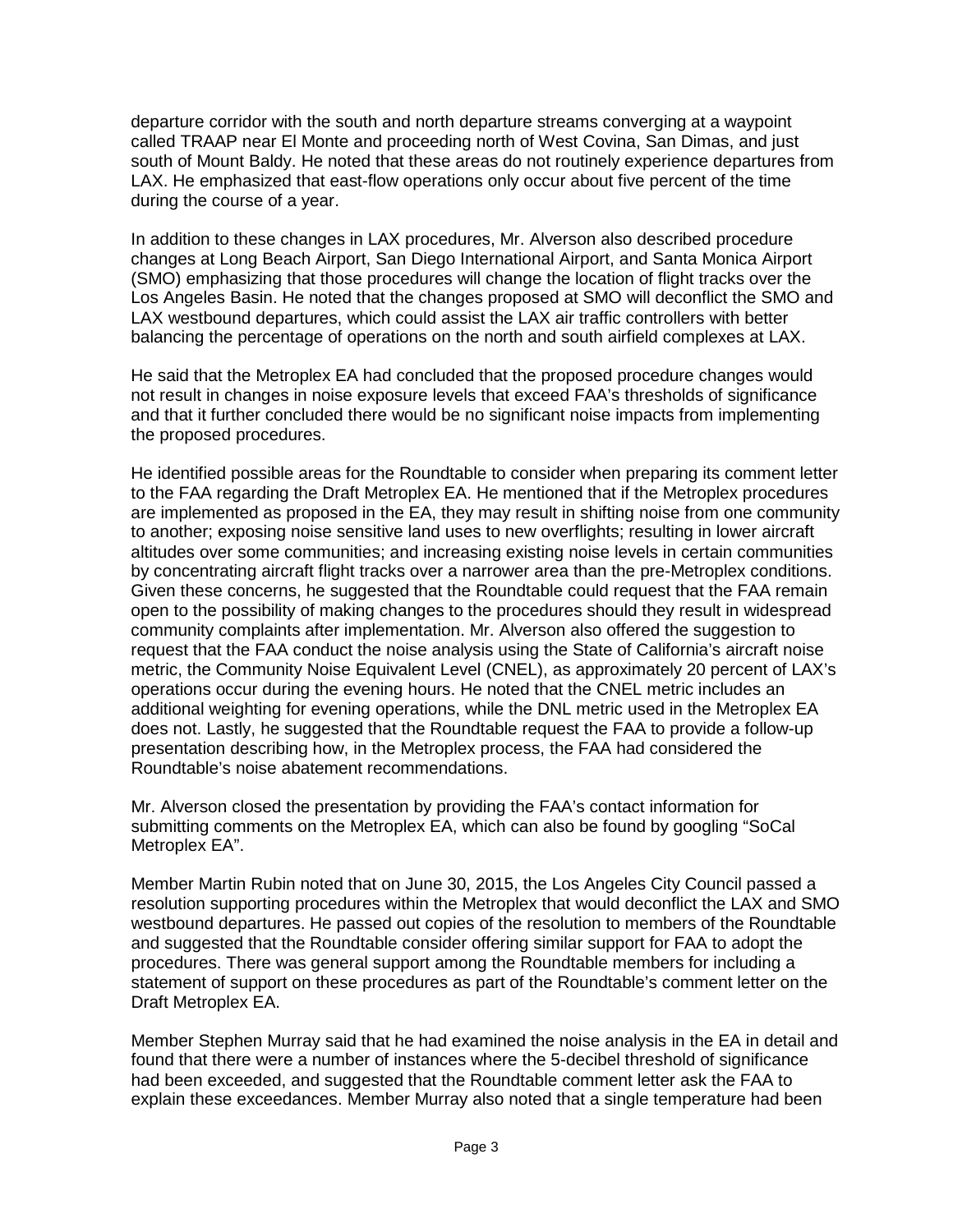departure corridor with the south and north departure streams converging at a waypoint called TRAAP near El Monte and proceeding north of West Covina, San Dimas, and just south of Mount Baldy. He noted that these areas do not routinely experience departures from LAX. He emphasized that east-flow operations only occur about five percent of the time during the course of a year.

In addition to these changes in LAX procedures, Mr. Alverson also described procedure changes at Long Beach Airport, San Diego International Airport, and Santa Monica Airport (SMO) emphasizing that those procedures will change the location of flight tracks over the Los Angeles Basin. He noted that the changes proposed at SMO will deconflict the SMO and LAX westbound departures, which could assist the LAX air traffic controllers with better balancing the percentage of operations on the north and south airfield complexes at LAX.

He said that the Metroplex EA had concluded that the proposed procedure changes would not result in changes in noise exposure levels that exceed FAA's thresholds of significance and that it further concluded there would be no significant noise impacts from implementing the proposed procedures.

He identified possible areas for the Roundtable to consider when preparing its comment letter to the FAA regarding the Draft Metroplex EA. He mentioned that if the Metroplex procedures are implemented as proposed in the EA, they may result in shifting noise from one community to another; exposing noise sensitive land uses to new overflights; resulting in lower aircraft altitudes over some communities; and increasing existing noise levels in certain communities by concentrating aircraft flight tracks over a narrower area than the pre-Metroplex conditions. Given these concerns, he suggested that the Roundtable could request that the FAA remain open to the possibility of making changes to the procedures should they result in widespread community complaints after implementation. Mr. Alverson also offered the suggestion to request that the FAA conduct the noise analysis using the State of California's aircraft noise metric, the Community Noise Equivalent Level (CNEL), as approximately 20 percent of LAX's operations occur during the evening hours. He noted that the CNEL metric includes an additional weighting for evening operations, while the DNL metric used in the Metroplex EA does not. Lastly, he suggested that the Roundtable request the FAA to provide a follow-up presentation describing how, in the Metroplex process, the FAA had considered the Roundtable's noise abatement recommendations.

Mr. Alverson closed the presentation by providing the FAA's contact information for submitting comments on the Metroplex EA, which can also be found by googling "SoCal Metroplex EA".

Member Martin Rubin noted that on June 30, 2015, the Los Angeles City Council passed a resolution supporting procedures within the Metroplex that would deconflict the LAX and SMO westbound departures. He passed out copies of the resolution to members of the Roundtable and suggested that the Roundtable consider offering similar support for FAA to adopt the procedures. There was general support among the Roundtable members for including a statement of support on these procedures as part of the Roundtable's comment letter on the Draft Metroplex EA.

Member Stephen Murray said that he had examined the noise analysis in the EA in detail and found that there were a number of instances where the 5-decibel threshold of significance had been exceeded, and suggested that the Roundtable comment letter ask the FAA to explain these exceedances. Member Murray also noted that a single temperature had been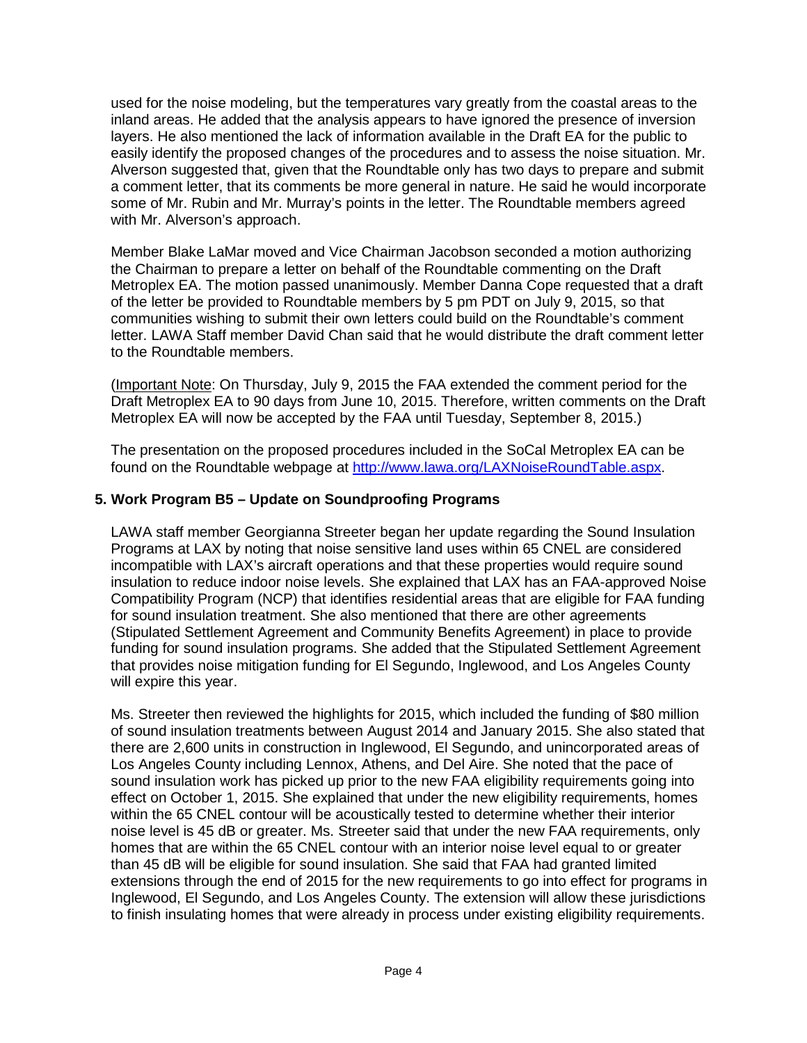used for the noise modeling, but the temperatures vary greatly from the coastal areas to the inland areas. He added that the analysis appears to have ignored the presence of inversion layers. He also mentioned the lack of information available in the Draft EA for the public to easily identify the proposed changes of the procedures and to assess the noise situation. Mr. Alverson suggested that, given that the Roundtable only has two days to prepare and submit a comment letter, that its comments be more general in nature. He said he would incorporate some of Mr. Rubin and Mr. Murray's points in the letter. The Roundtable members agreed with Mr. Alverson's approach.

Member Blake LaMar moved and Vice Chairman Jacobson seconded a motion authorizing the Chairman to prepare a letter on behalf of the Roundtable commenting on the Draft Metroplex EA. The motion passed unanimously. Member Danna Cope requested that a draft of the letter be provided to Roundtable members by 5 pm PDT on July 9, 2015, so that communities wishing to submit their own letters could build on the Roundtable's comment letter. LAWA Staff member David Chan said that he would distribute the draft comment letter to the Roundtable members.

(Important Note: On Thursday, July 9, 2015 the FAA extended the comment period for the Draft Metroplex EA to 90 days from June 10, 2015. Therefore, written comments on the Draft Metroplex EA will now be accepted by the FAA until Tuesday, September 8, 2015.)

The presentation on the proposed procedures included in the SoCal Metroplex EA can be found on the Roundtable webpage at http://www.lawa.org/LAXNoiseRoundTable.aspx.

## 5. Work Program B5 – Update on Soundproofing Programs

LAWA staff member Georgianna Streeter began her update regarding the Sound Insulation Programs at LAX by noting that noise sensitive land uses within 65 CNEL are considered incompatible with LAX's aircraft operations and that these properties would require sound insulation to reduce indoor noise levels. She explained that LAX has an FAA-approved Noise Compatibility Program (NCP) that identifies residential areas that are eligible for FAA funding for sound insulation treatment. She also mentioned that there are other agreements (Stipulated Settlement Agreement and Community Benefits Agreement) in place to provide funding for sound insulation programs. She added that the Stipulated Settlement Agreement that provides noise mitigation funding for El Segundo, Inglewood, and Los Angeles County will expire this year.

Ms. Streeter then reviewed the highlights for 2015, which included the funding of $80 million of sound insulation treatments between August 2014 and January 2015. She also stated that there are 2,600 units in construction in Inglewood, El Segundo, and unincorporated areas of Los Angeles County including Lennox, Athens, and Del Aire. She noted that the pace of sound insulation work has picked up prior to the new FAA eligibility requirements going into effect on October 1, 2015. She explained that under the new eligibility requirements, homes within the 65 CNEL contour will be acoustically tested to determine whether their interior noise level is 45 dB or greater. Ms. Streeter said that under the new FAA requirements, only homes that are within the 65 CNEL contour with an interior noise level equal to or greater than 45 dB will be eligible for sound insulation. She said that FAA had granted limited extensions through the end of 2015 for the new requirements to go into effect for programs in Inglewood, El Segundo, and Los Angeles County. The extension will allow these jurisdictions to finish insulating homes that were already in process under existing eligibility requirements.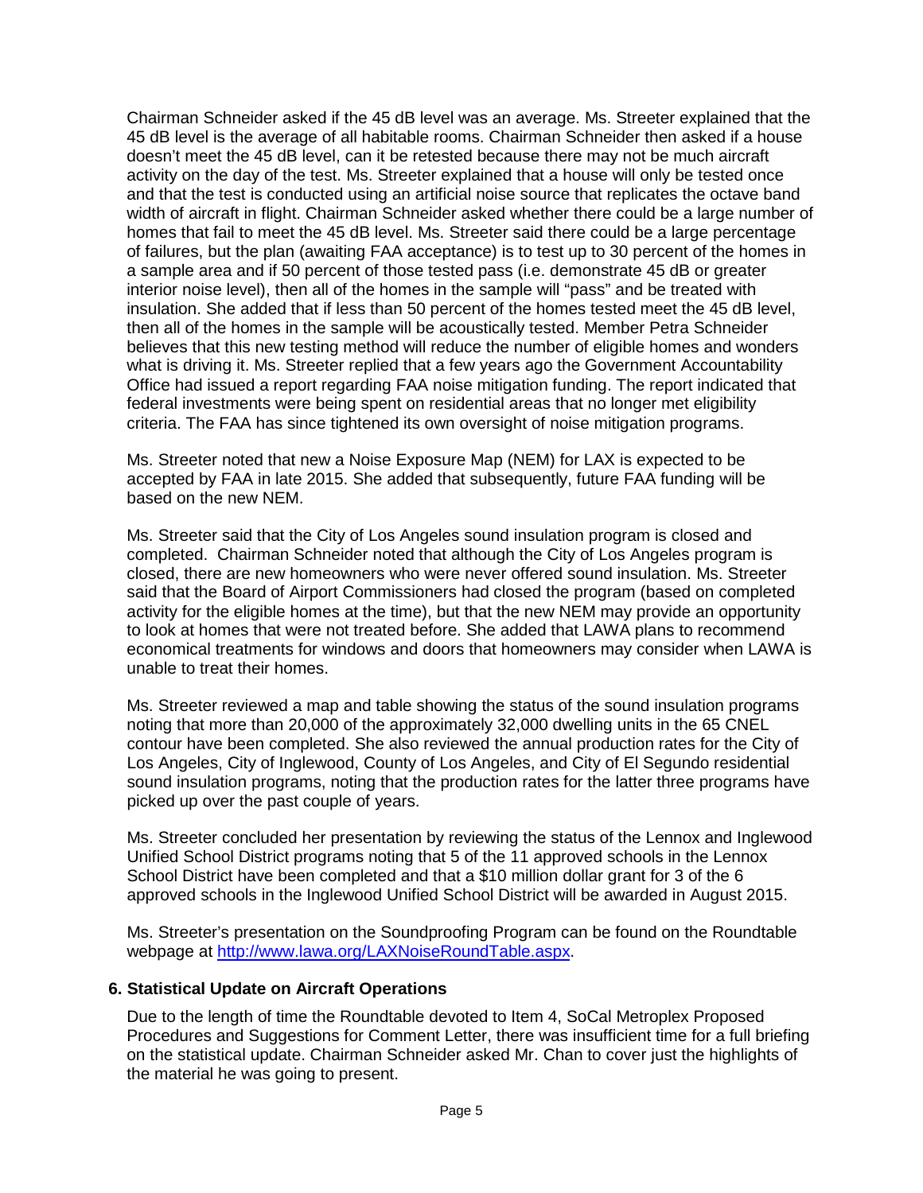Chairman Schneider asked if the 45 dB level was an average. Ms. Streeter explained that the 45 dB level is the average of all habitable rooms. Chairman Schneider then asked if a house doesn't meet the 45 dB level, can it be retested because there may not be much aircraft activity on the day of the test. Ms. Streeter explained that a house will only be tested once and that the test is conducted using an artificial noise source that replicates the octave band width of aircraft in flight. Chairman Schneider asked whether there could be a large number of homes that fail to meet the 45 dB level. Ms. Streeter said there could be a large percentage of failures, but the plan (awaiting FAA acceptance) is to test up to 30 percent of the homes in a sample area and if 50 percent of those tested pass (i.e. demonstrate 45 dB or greater interior noise level), then all of the homes in the sample will "pass" and be treated with insulation. She added that if less than 50 percent of the homes tested meet the 45 dB level, then all of the homes in the sample will be acoustically tested. Member Petra Schneider believes that this new testing method will reduce the number of eligible homes and wonders what is driving it. Ms. Streeter replied that a few years ago the Government Accountability Office had issued a report regarding FAA noise mitigation funding. The report indicated that federal investments were being spent on residential areas that no longer met eligibility criteria. The FAA has since tightened its own oversight of noise mitigation programs.

Ms. Streeter noted that new a Noise Exposure Map (NEM) for LAX is expected to be accepted by FAA in late 2015. She added that subsequently, future FAA funding will be based on the new NEM.

Ms. Streeter said that the City of Los Angeles sound insulation program is closed and completed. Chairman Schneider noted that although the City of Los Angeles program is closed, there are new homeowners who were never offered sound insulation. Ms. Streeter said that the Board of Airport Commissioners had closed the program (based on completed activity for the eligible homes at the time), but that the new NEM may provide an opportunity to look at homes that were not treated before. She added that LAWA plans to recommend economical treatments for windows and doors that homeowners may consider when LAWA is unable to treat their homes.

Ms. Streeter reviewed a map and table showing the status of the sound insulation programs noting that more than 20,000 of the approximately 32,000 dwelling units in the 65 CNEL contour have been completed. She also reviewed the annual production rates for the City of Los Angeles, City of Inglewood, County of Los Angeles, and City of El Segundo residential sound insulation programs, noting that the production rates for the latter three programs have picked up over the past couple of years.

Ms. Streeter concluded her presentation by reviewing the status of the Lennox and Inglewood Unified School District programs noting that 5 of the 11 approved schools in the Lennox School District have been completed and that a $10 million dollar grant for 3 of the 6 approved schools in the Inglewood Unified School District will be awarded in August 2015.

Ms. Streeter's presentation on the Soundproofing Program can be found on the Roundtable webpage at http://www.lawa.org/LAXNoiseRoundTable.aspx.

### 6. Statistical Update on Aircraft Operations

Due to the length of time the Roundtable devoted to Item 4, SoCal Metroplex Proposed Procedures and Suggestions for Comment Letter, there was insufficient time for a full briefing on the statistical update. Chairman Schneider asked Mr. Chan to cover just the highlights of the material he was going to present.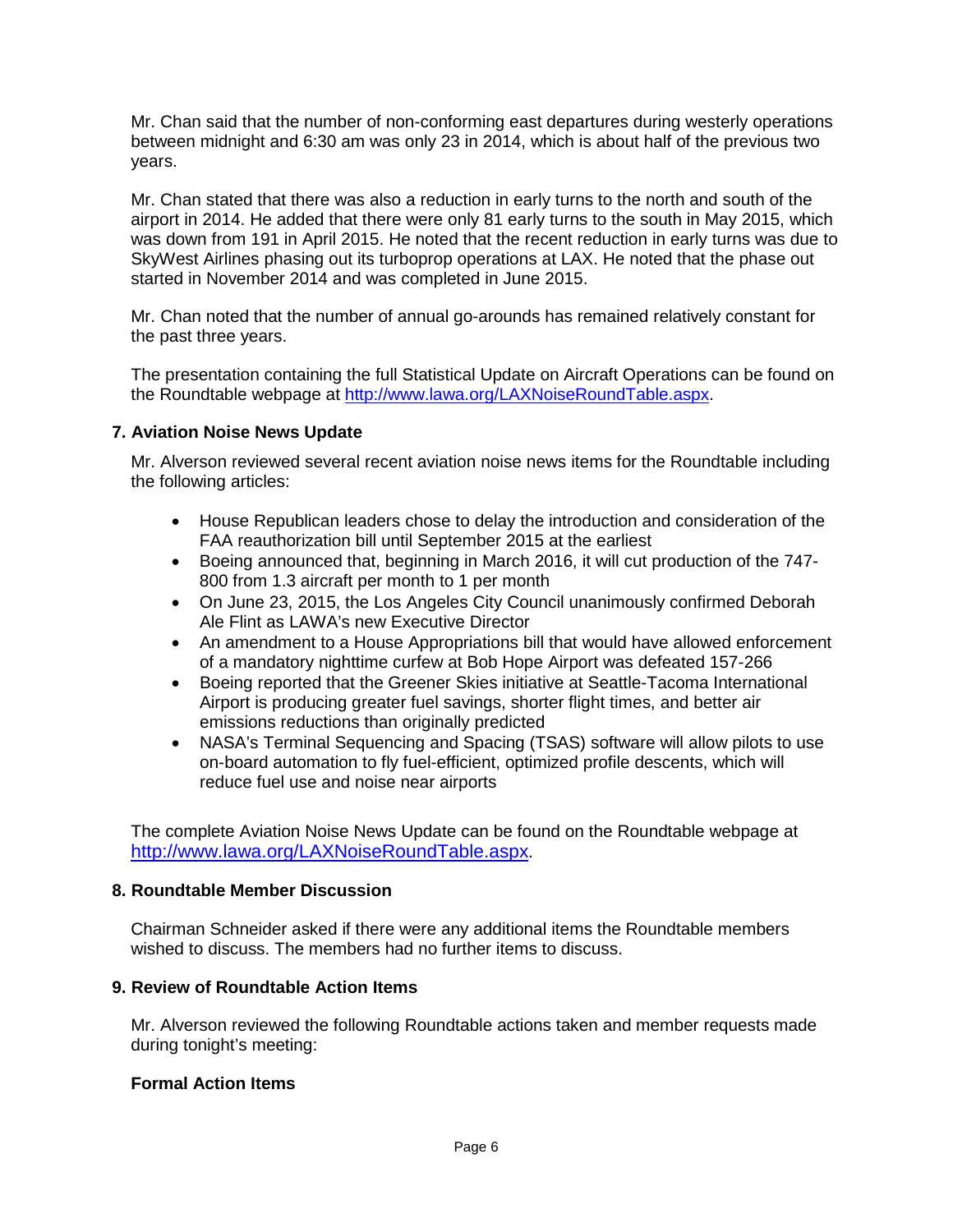Mr. Chan said that the number of non-conforming east departures during westerly operations between midnight and 6:30 am was only 23 in 2014, which is about half of the previous two years.

Mr. Chan stated that there was also a reduction in early turns to the north and south of the airport in 2014. He added that there were only 81 early turns to the south in May 2015, which was down from 191 in April 2015. He noted that the recent reduction in early turns was due to SkyWest Airlines phasing out its turboprop operations at LAX. He noted that the phase out started in November 2014 and was completed in June 2015.

Mr. Chan noted that the number of annual go-arounds has remained relatively constant for the past three years.

The presentation containing the full Statistical Update on Aircraft Operations can be found on the Roundtable webpage at http://www.lawa.org/LAXNoiseRoundTable.aspx.

### 7. Aviation Noise News Update

Mr. Alverson reviewed several recent aviation noise news items for the Roundtable including the following articles:

- House Republican leaders chose to delay the introduction and consideration of the FAA reauthorization bill until September 2015 at the earliest
- Boeing announced that, beginning in March 2016, it will cut production of the 747-800 from 1.3 aircraft per month to 1 per month
- On June 23, 2015, the Los Angeles City Council unanimously confirmed Deborah Ale Flint as LAWA's new Executive Director
- An amendment to a House Appropriations bill that would have allowed enforcement of a mandatory nighttime curfew at Bob Hope Airport was defeated 157-266
- Boeing reported that the Greener Skies initiative at Seattle-Tacoma International Airport is producing greater fuel savings, shorter flight times, and better air emissions reductions than originally predicted
- NASA's Terminal Sequencing and Spacing (TSAS) software will allow pilots to use on-board automation to fly fuel-efficient, optimized profile descents, which will reduce fuel use and noise near airports

The complete Aviation Noise News Update can be found on the Roundtable webpage at http://www.lawa.org/LAXNoiseRoundTable.aspx.

### 8. Roundtable Member Discussion

Chairman Schneider asked if there were any additional items the Roundtable members wished to discuss. The members had no further items to discuss.

### 9. Review of Roundtable Action Items

Mr. Alverson reviewed the following Roundtable actions taken and member requests made during tonight's meeting:

**Formal Action Items**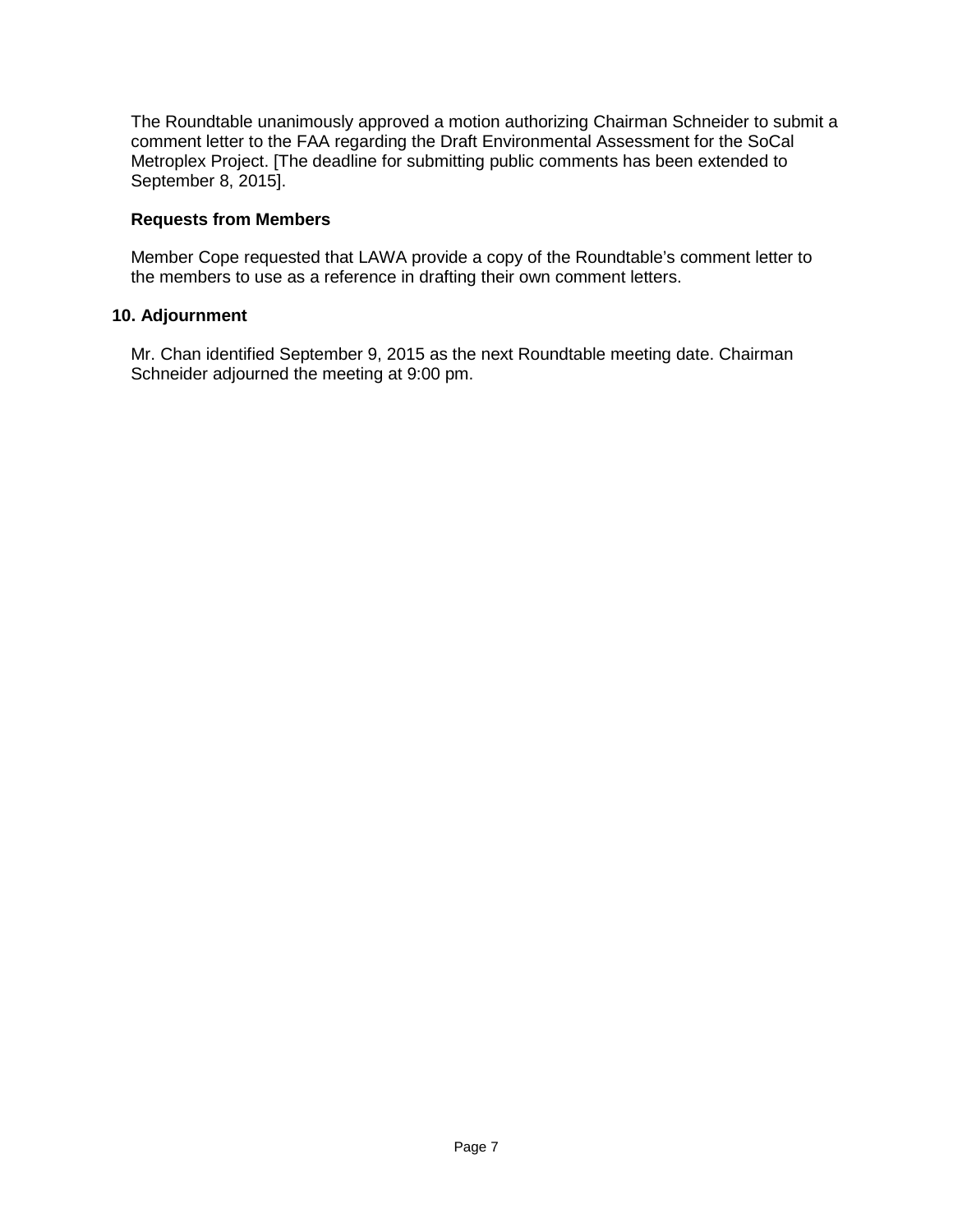The Roundtable unanimously approved a motion authorizing Chairman Schneider to submit a comment letter to the FAA regarding the Draft Environmental Assessment for the SoCal Metroplex Project. [The deadline for submitting public comments has been extended to September 8, 2015].

**Requests from Members**

Member Cope requested that LAWA provide a copy of the Roundtable's comment letter to the members to use as a reference in drafting their own comment letters.

**10. Adjournment**

Mr. Chan identified September 9, 2015 as the next Roundtable meeting date. Chairman Schneider adjourned the meeting at 9:00 pm.